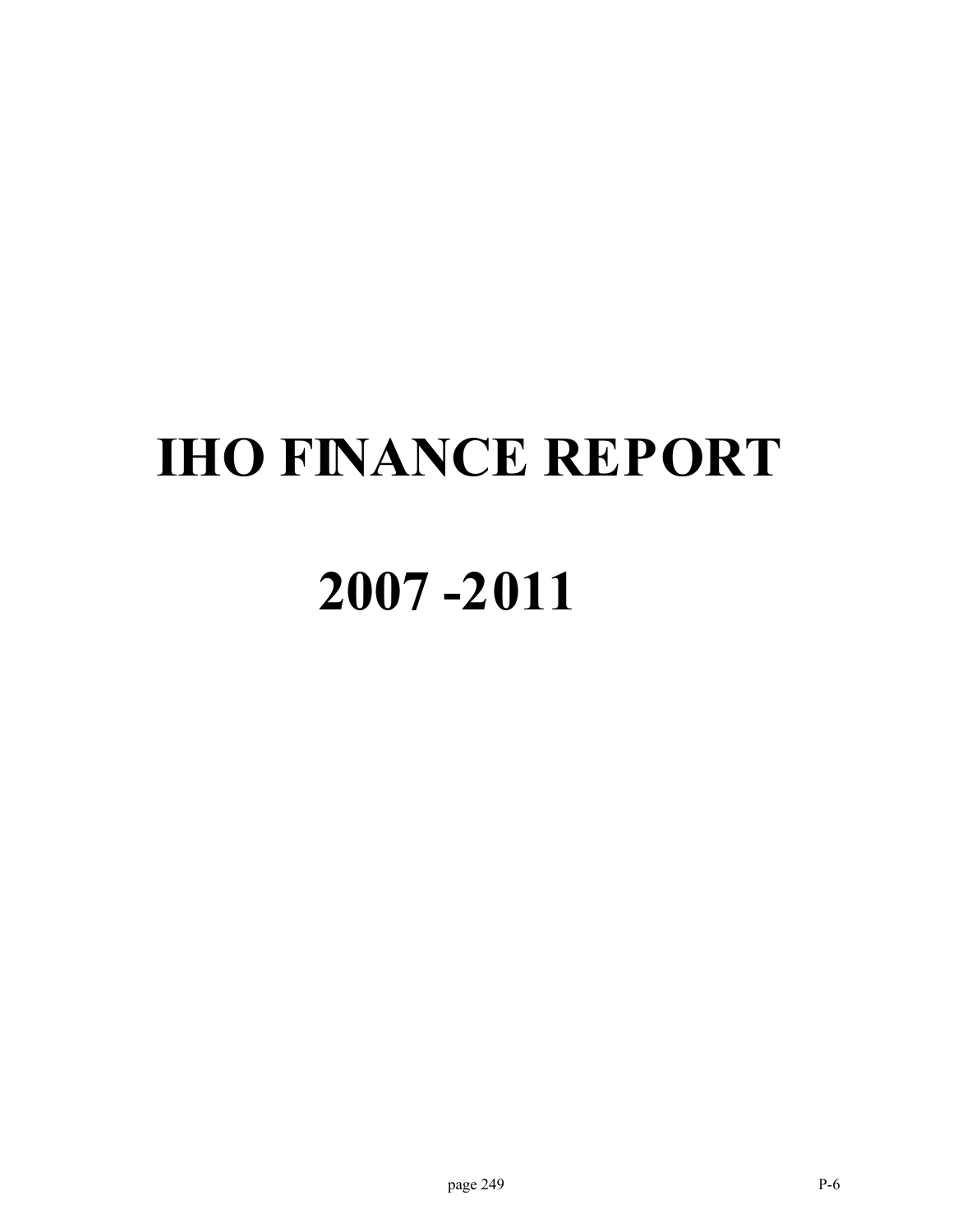# IHO FINANCE REPORT

# 2007 -2011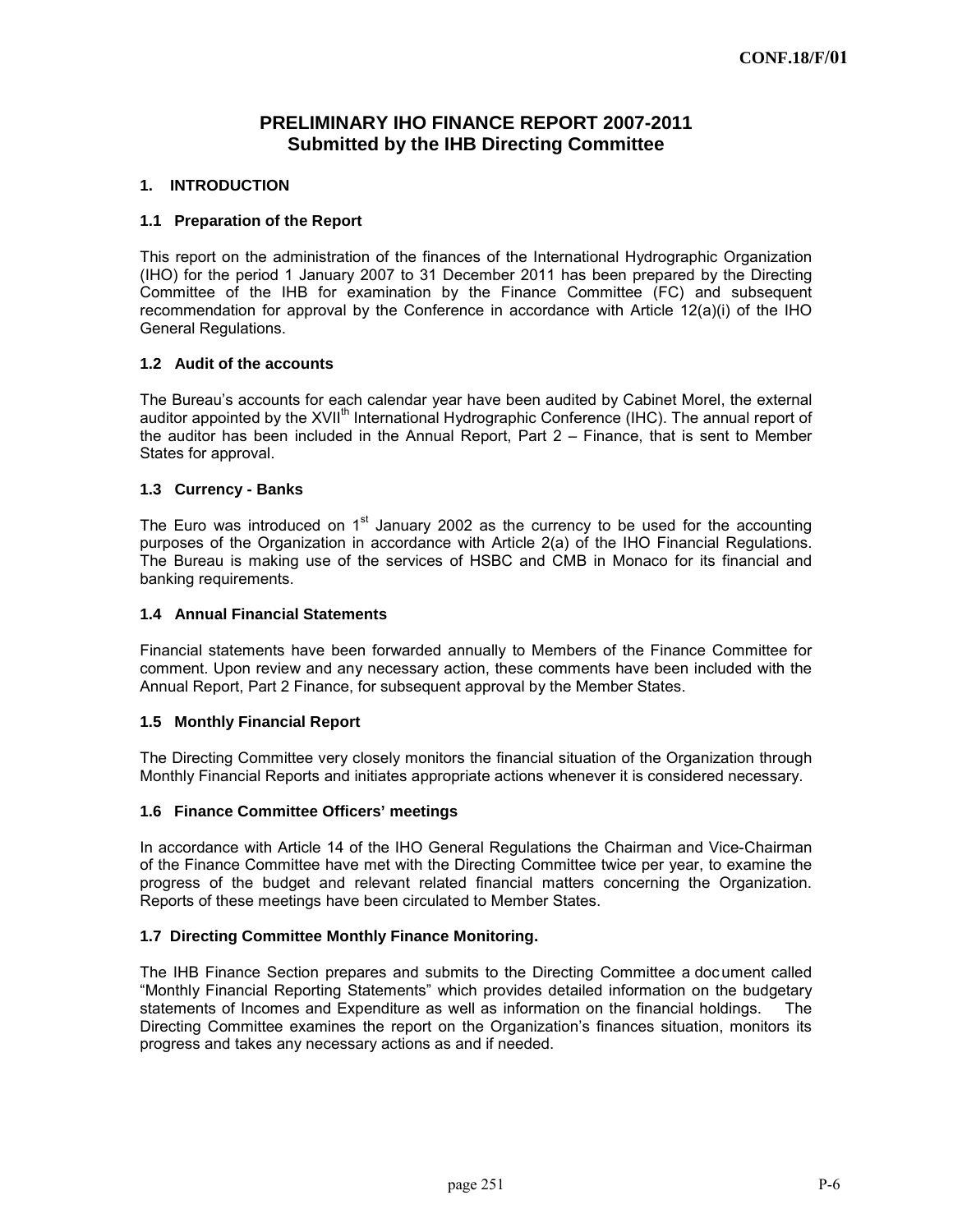**CONF.18/F/01**

# PRELIMINARY IHO FINANCE REPORT 2007-2011
## Submitted by the IHB Directing Committee

### 1. INTRODUCTION

#### 1.1 Preparation of the Report

This report on the administration of the finances of the International Hydrographic Organization (IHO) for the period 1 January 2007 to 31 December 2011 has been prepared by the Directing Committee of the IHB for examination by the Finance Committee (FC) and subsequent recommendation for approval by the Conference in accordance with Article 12(a)(i) of the IHO General Regulations.

#### 1.2 Audit of the accounts

The Bureau's accounts for each calendar year have been audited by Cabinet Morel, the external auditor appointed by the XVII[th] International Hydrographic Conference (IHC). The annual report of the auditor has been included in the Annual Report, Part 2 – Finance, that is sent to Member States for approval.

#### 1.3 Currency - Banks

The Euro was introduced on 1[st] January 2002 as the currency to be used for the accounting purposes of the Organization in accordance with Article 2(a) of the IHO Financial Regulations. The Bureau is making use of the services of HSBC and CMB in Monaco for its financial and banking requirements.

#### 1.4 Annual Financial Statements

Financial statements have been forwarded annually to Members of the Finance Committee for comment. Upon review and any necessary action, these comments have been included with the Annual Report, Part 2 Finance, for subsequent approval by the Member States.

#### 1.5 Monthly Financial Report

The Directing Committee very closely monitors the financial situation of the Organization through Monthly Financial Reports and initiates appropriate actions whenever it is considered necessary.

#### 1.6 Finance Committee Officers' meetings

In accordance with Article 14 of the IHO General Regulations the Chairman and Vice-Chairman of the Finance Committee have met with the Directing Committee twice per year, to examine the progress of the budget and relevant related financial matters concerning the Organization. Reports of these meetings have been circulated to Member States.

#### 1.7 Directing Committee Monthly Finance Monitoring.

The IHB Finance Section prepares and submits to the Directing Committee a document called "Monthly Financial Reporting Statements" which provides detailed information on the budgetary statements of Incomes and Expenditure as well as information on the financial holdings. The Directing Committee examines the report on the Organization's finances situation, monitors its progress and takes any necessary actions as and if needed.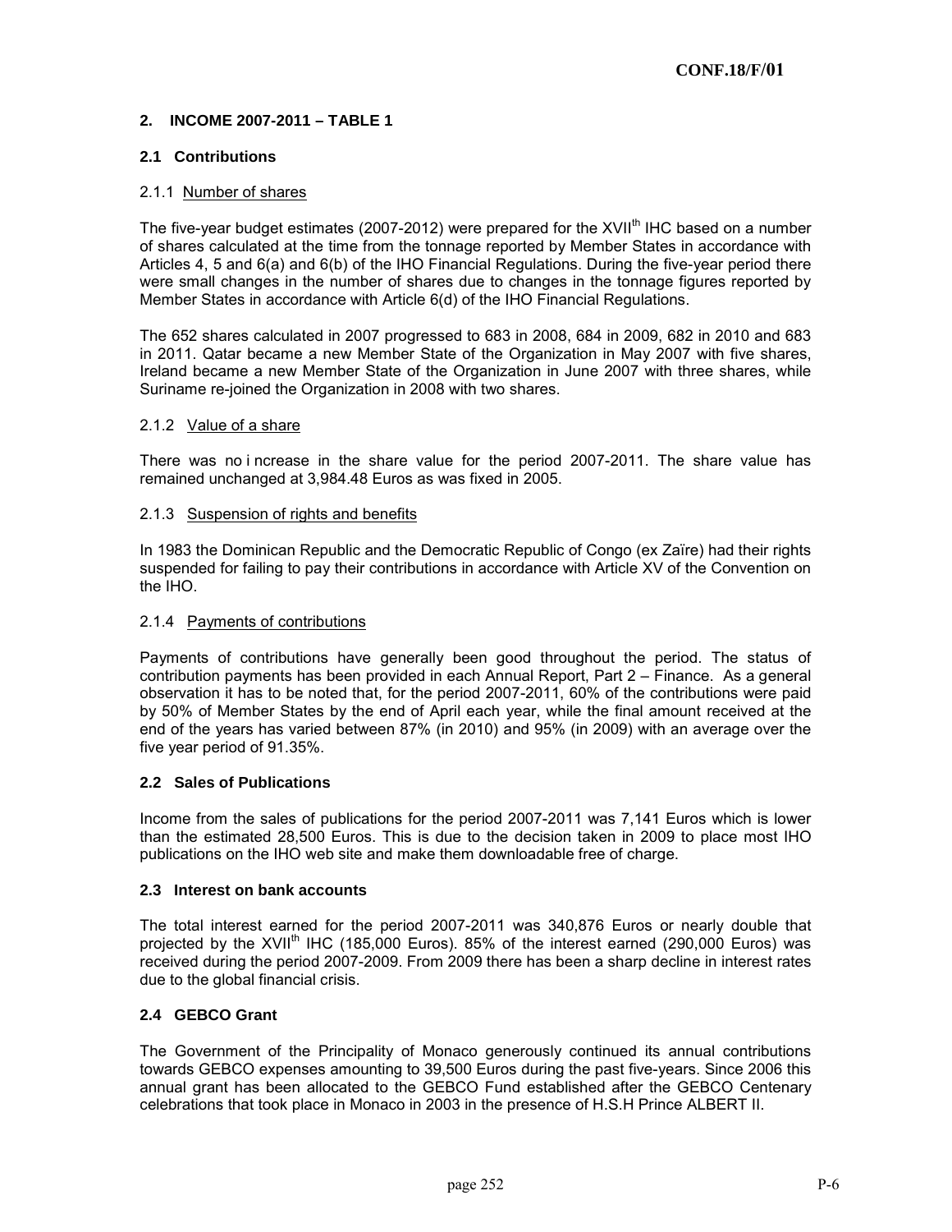## 2. INCOME 2007-2011 – TABLE 1

### 2.1 Contributions

#### 2.1.1 Number of shares

The five-year budget estimates (2007-2012) were prepared for the XVII[th] IHC based on a number of shares calculated at the time from the tonnage reported by Member States in accordance with Articles 4, 5 and 6(a) and 6(b) of the IHO Financial Regulations. During the five-year period there were small changes in the number of shares due to changes in the tonnage figures reported by Member States in accordance with Article 6(d) of the IHO Financial Regulations.

The 652 shares calculated in 2007 progressed to 683 in 2008, 684 in 2009, 682 in 2010 and 683 in 2011. Qatar became a new Member State of the Organization in May 2007 with five shares, Ireland became a new Member State of the Organization in June 2007 with three shares, while Suriname re-joined the Organization in 2008 with two shares.

#### 2.1.2 Value of a share

There was no i ncrease in the share value for the period 2007-2011. The share value has remained unchanged at 3,984.48 Euros as was fixed in 2005.

#### 2.1.3 Suspension of rights and benefits

In 1983 the Dominican Republic and the Democratic Republic of Congo (ex Zaïre) had their rights suspended for failing to pay their contributions in accordance with Article XV of the Convention on the IHO.

#### 2.1.4 Payments of contributions

Payments of contributions have generally been good throughout the period. The status of contribution payments has been provided in each Annual Report, Part 2 – Finance. As a general observation it has to be noted that, for the period 2007-2011, 60% of the contributions were paid by 50% of Member States by the end of April each year, while the final amount received at the end of the years has varied between 87% (in 2010) and 95% (in 2009) with an average over the five year period of 91.35%.

### 2.2 Sales of Publications

Income from the sales of publications for the period 2007-2011 was 7,141 Euros which is lower than the estimated 28,500 Euros. This is due to the decision taken in 2009 to place most IHO publications on the IHO web site and make them downloadable free of charge.

### 2.3 Interest on bank accounts

The total interest earned for the period 2007-2011 was 340,876 Euros or nearly double that projected by the XVII[th] IHC (185,000 Euros). 85% of the interest earned (290,000 Euros) was received during the period 2007-2009. From 2009 there has been a sharp decline in interest rates due to the global financial crisis.

### 2.4 GEBCO Grant

The Government of the Principality of Monaco generously continued its annual contributions towards GEBCO expenses amounting to 39,500 Euros during the past five-years. Since 2006 this annual grant has been allocated to the GEBCO Fund established after the GEBCO Centenary celebrations that took place in Monaco in 2003 in the presence of H.S.H Prince ALBERT II.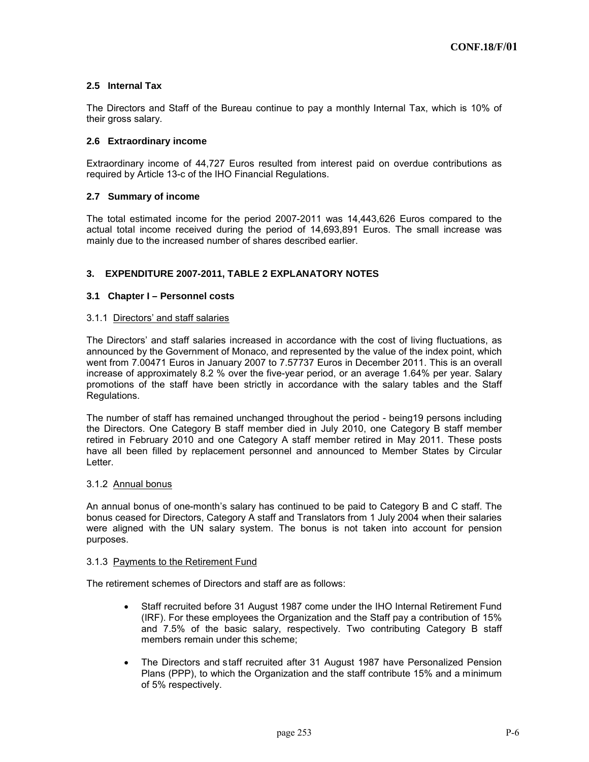### 2.5 Internal Tax

The Directors and Staff of the Bureau continue to pay a monthly Internal Tax, which is 10% of their gross salary.

### 2.6 Extraordinary income

Extraordinary income of 44,727 Euros resulted from interest paid on overdue contributions as required by Article 13-c of the IHO Financial Regulations.

### 2.7 Summary of income

The total estimated income for the period 2007-2011 was 14,443,626 Euros compared to the actual total income received during the period of 14,693,891 Euros. The small increase was mainly due to the increased number of shares described earlier.

## 3. EXPENDITURE 2007-2011, TABLE 2 EXPLANATORY NOTES

### 3.1 Chapter I – Personnel costs

#### 3.1.1 Directors' and staff salaries

The Directors' and staff salaries increased in accordance with the cost of living fluctuations, as announced by the Government of Monaco, and represented by the value of the index point, which went from 7.00471 Euros in January 2007 to 7.57737 Euros in December 2011. This is an overall increase of approximately 8.2 % over the five-year period, or an average 1.64% per year. Salary promotions of the staff have been strictly in accordance with the salary tables and the Staff Regulations.

The number of staff has remained unchanged throughout the period - being19 persons including the Directors. One Category B staff member died in July 2010, one Category B staff member retired in February 2010 and one Category A staff member retired in May 2011. These posts have all been filled by replacement personnel and announced to Member States by Circular Letter.

#### 3.1.2 Annual bonus

An annual bonus of one-month's salary has continued to be paid to Category B and C staff. The bonus ceased for Directors, Category A staff and Translators from 1 July 2004 when their salaries were aligned with the UN salary system. The bonus is not taken into account for pension purposes.

#### 3.1.3 Payments to the Retirement Fund

The retirement schemes of Directors and staff are as follows:

- Staff recruited before 31 August 1987 come under the IHO Internal Retirement Fund (IRF). For these employees the Organization and the Staff pay a contribution of 15% and 7.5% of the basic salary, respectively. Two contributing Category B staff members remain under this scheme;
- The Directors and staff recruited after 31 August 1987 have Personalized Pension Plans (PPP), to which the Organization and the staff contribute 15% and a minimum of 5% respectively.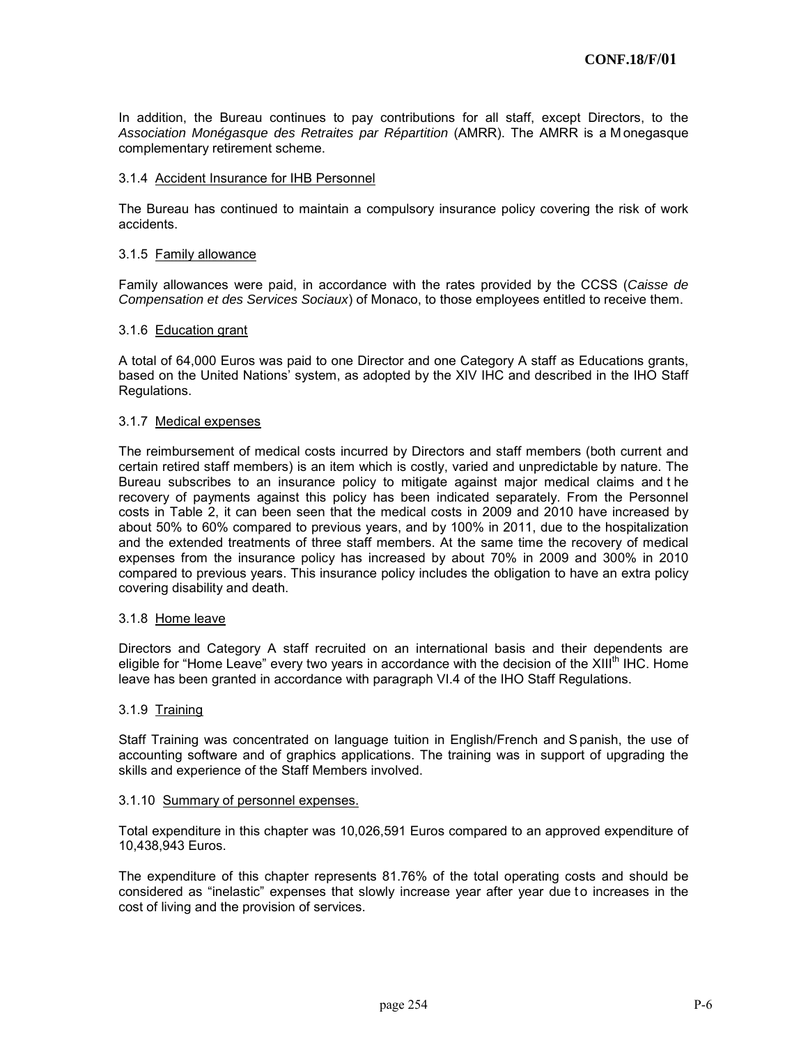In addition, the Bureau continues to pay contributions for all staff, except Directors, to the *Association Monégasque des Retraites par Répartition* (AMRR). The AMRR is a Monegasque complementary retirement scheme.

#### 3.1.4 Accident Insurance for IHB Personnel

The Bureau has continued to maintain a compulsory insurance policy covering the risk of work accidents.

#### 3.1.5 Family allowance

Family allowances were paid, in accordance with the rates provided by the CCSS (*Caisse de Compensation et des Services Sociaux*) of Monaco, to those employees entitled to receive them.

#### 3.1.6 Education grant

A total of 64,000 Euros was paid to one Director and one Category A staff as Educations grants, based on the United Nations' system, as adopted by the XIV IHC and described in the IHO Staff Regulations.

#### 3.1.7 Medical expenses

The reimbursement of medical costs incurred by Directors and staff members (both current and certain retired staff members) is an item which is costly, varied and unpredictable by nature. The Bureau subscribes to an insurance policy to mitigate against major medical claims and the recovery of payments against this policy has been indicated separately. From the Personnel costs in Table 2, it can been seen that the medical costs in 2009 and 2010 have increased by about 50% to 60% compared to previous years, and by 100% in 2011, due to the hospitalization and the extended treatments of three staff members. At the same time the recovery of medical expenses from the insurance policy has increased by about 70% in 2009 and 300% in 2010 compared to previous years. This insurance policy includes the obligation to have an extra policy covering disability and death.

#### 3.1.8 Home leave

Directors and Category A staff recruited on an international basis and their dependents are eligible for "Home Leave" every two years in accordance with the decision of the XIII[th] IHC. Home leave has been granted in accordance with paragraph VI.4 of the IHO Staff Regulations.

#### 3.1.9 Training

Staff Training was concentrated on language tuition in English/French and Spanish, the use of accounting software and of graphics applications. The training was in support of upgrading the skills and experience of the Staff Members involved.

#### 3.1.10 Summary of personnel expenses.

Total expenditure in this chapter was 10,026,591 Euros compared to an approved expenditure of 10,438,943 Euros.

The expenditure of this chapter represents 81.76% of the total operating costs and should be considered as "inelastic" expenses that slowly increase year after year due to increases in the cost of living and the provision of services.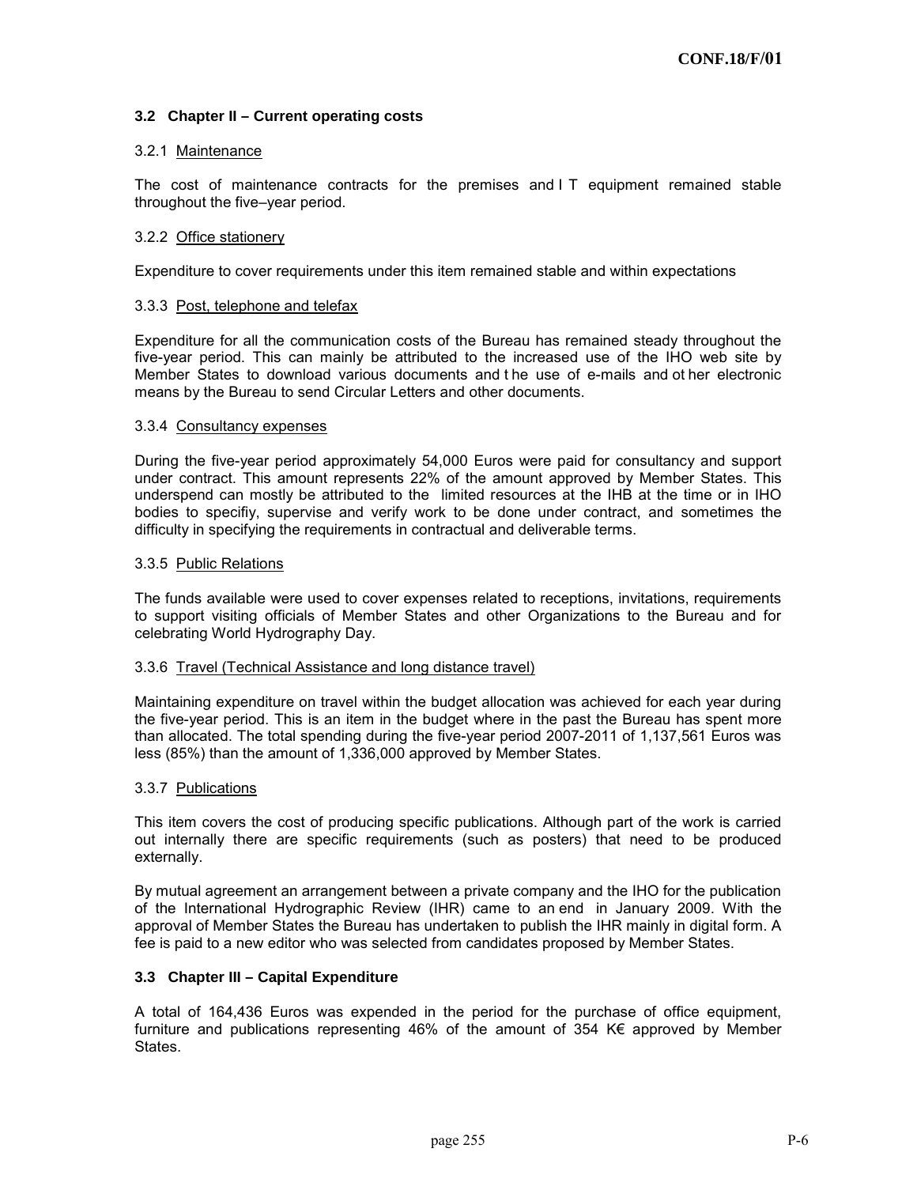### 3.2 Chapter II – Current operating costs

3.2.1 Maintenance

The cost of maintenance contracts for the premises and I T equipment remained stable throughout the five–year period.

3.2.2 Office stationery

Expenditure to cover requirements under this item remained stable and within expectations

3.3.3 Post, telephone and telefax

Expenditure for all the communication costs of the Bureau has remained steady throughout the five-year period. This can mainly be attributed to the increased use of the IHO web site by Member States to download various documents and the use of e-mails and other electronic means by the Bureau to send Circular Letters and other documents.

3.3.4 Consultancy expenses

During the five-year period approximately 54,000 Euros were paid for consultancy and support under contract. This amount represents 22% of the amount approved by Member States. This underspend can mostly be attributed to the limited resources at the IHB at the time or in IHO bodies to specifiy, supervise and verify work to be done under contract, and sometimes the difficulty in specifying the requirements in contractual and deliverable terms.

3.3.5 Public Relations

The funds available were used to cover expenses related to receptions, invitations, requirements to support visiting officials of Member States and other Organizations to the Bureau and for celebrating World Hydrography Day.

3.3.6 Travel (Technical Assistance and long distance travel)

Maintaining expenditure on travel within the budget allocation was achieved for each year during the five-year period. This is an item in the budget where in the past the Bureau has spent more than allocated. The total spending during the five-year period 2007-2011 of 1,137,561 Euros was less (85%) than the amount of 1,336,000 approved by Member States.

3.3.7 Publications

This item covers the cost of producing specific publications. Although part of the work is carried out internally there are specific requirements (such as posters) that need to be produced externally.

By mutual agreement an arrangement between a private company and the IHO for the publication of the International Hydrographic Review (IHR) came to an end in January 2009. With the approval of Member States the Bureau has undertaken to publish the IHR mainly in digital form. A fee is paid to a new editor who was selected from candidates proposed by Member States.

### 3.3 Chapter III – Capital Expenditure

A total of 164,436 Euros was expended in the period for the purchase of office equipment, furniture and publications representing 46% of the amount of 354 K€ approved by Member States.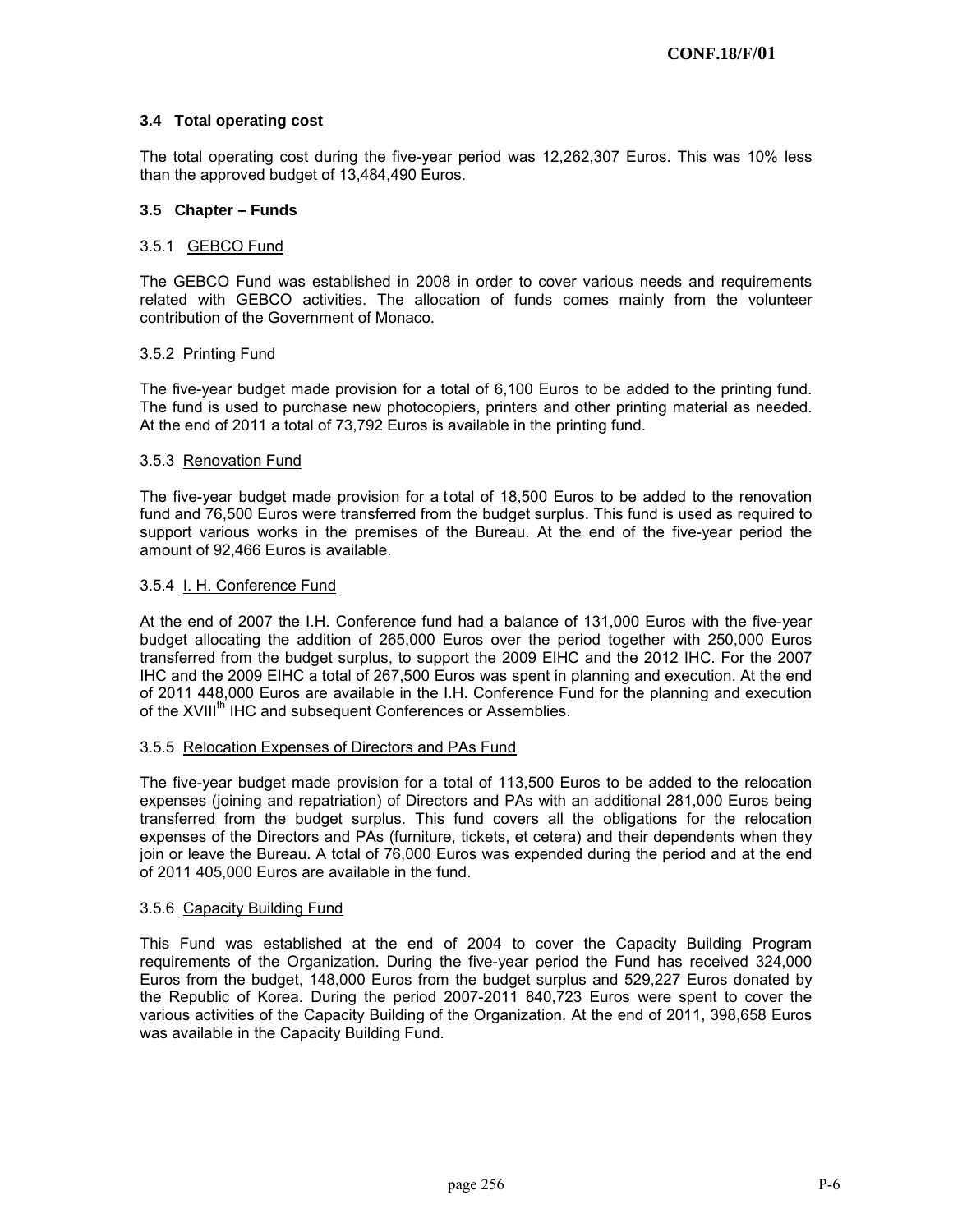### 3.4 Total operating cost

The total operating cost during the five-year period was 12,262,307 Euros. This was 10% less than the approved budget of 13,484,490 Euros.

### 3.5 Chapter – Funds

#### 3.5.1 GEBCO Fund

The GEBCO Fund was established in 2008 in order to cover various needs and requirements related with GEBCO activities. The allocation of funds comes mainly from the volunteer contribution of the Government of Monaco.

#### 3.5.2 Printing Fund

The five-year budget made provision for a total of 6,100 Euros to be added to the printing fund. The fund is used to purchase new photocopiers, printers and other printing material as needed. At the end of 2011 a total of 73,792 Euros is available in the printing fund.

#### 3.5.3 Renovation Fund

The five-year budget made provision for a total of 18,500 Euros to be added to the renovation fund and 76,500 Euros were transferred from the budget surplus. This fund is used as required to support various works in the premises of the Bureau. At the end of the five-year period the amount of 92,466 Euros is available.

#### 3.5.4 I. H. Conference Fund

At the end of 2007 the I.H. Conference fund had a balance of 131,000 Euros with the five-year budget allocating the addition of 265,000 Euros over the period together with 250,000 Euros transferred from the budget surplus, to support the 2009 EIHC and the 2012 IHC. For the 2007 IHC and the 2009 EIHC a total of 267,500 Euros was spent in planning and execution. At the end of 2011 448,000 Euros are available in the I.H. Conference Fund for the planning and execution of the XVIII[th] IHC and subsequent Conferences or Assemblies.

#### 3.5.5 Relocation Expenses of Directors and PAs Fund

The five-year budget made provision for a total of 113,500 Euros to be added to the relocation expenses (joining and repatriation) of Directors and PAs with an additional 281,000 Euros being transferred from the budget surplus. This fund covers all the obligations for the relocation expenses of the Directors and PAs (furniture, tickets, et cetera) and their dependents when they join or leave the Bureau. A total of 76,000 Euros was expended during the period and at the end of 2011 405,000 Euros are available in the fund.

#### 3.5.6 Capacity Building Fund

This Fund was established at the end of 2004 to cover the Capacity Building Program requirements of the Organization. During the five-year period the Fund has received 324,000 Euros from the budget, 148,000 Euros from the budget surplus and 529,227 Euros donated by the Republic of Korea. During the period 2007-2011 840,723 Euros were spent to cover the various activities of the Capacity Building of the Organization. At the end of 2011, 398,658 Euros was available in the Capacity Building Fund.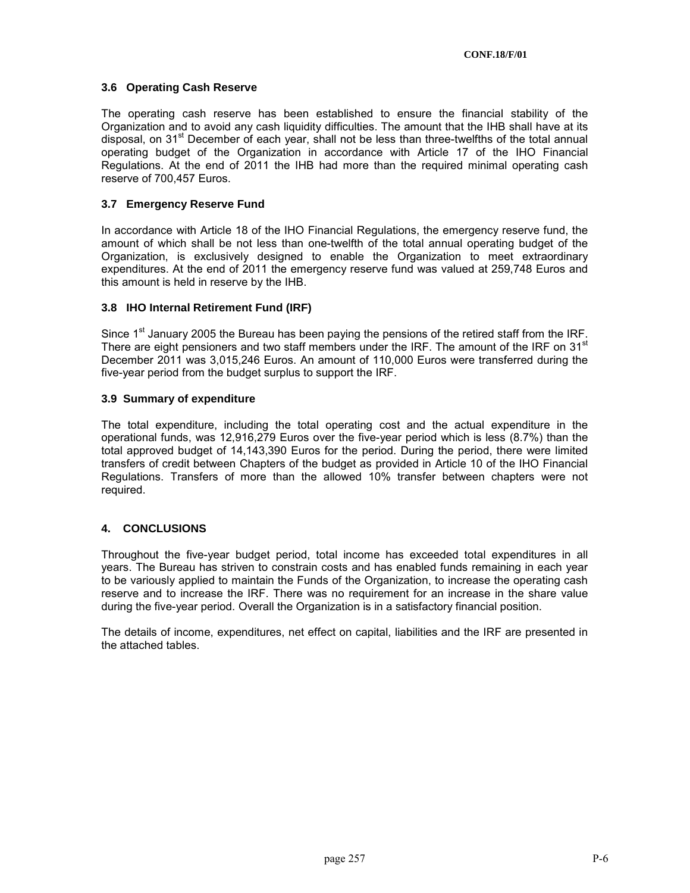### 3.6 Operating Cash Reserve

The operating cash reserve has been established to ensure the financial stability of the Organization and to avoid any cash liquidity difficulties. The amount that the IHB shall have at its disposal, on 31st December of each year, shall not be less than three-twelfths of the total annual operating budget of the Organization in accordance with Article 17 of the IHO Financial Regulations. At the end of 2011 the IHB had more than the required minimal operating cash reserve of 700,457 Euros.

### 3.7 Emergency Reserve Fund

In accordance with Article 18 of the IHO Financial Regulations, the emergency reserve fund, the amount of which shall be not less than one-twelfth of the total annual operating budget of the Organization, is exclusively designed to enable the Organization to meet extraordinary expenditures. At the end of 2011 the emergency reserve fund was valued at 259,748 Euros and this amount is held in reserve by the IHB.

### 3.8 IHO Internal Retirement Fund (IRF)

Since 1st January 2005 the Bureau has been paying the pensions of the retired staff from the IRF. There are eight pensioners and two staff members under the IRF. The amount of the IRF on 31st December 2011 was 3,015,246 Euros. An amount of 110,000 Euros were transferred during the five-year period from the budget surplus to support the IRF.

### 3.9 Summary of expenditure

The total expenditure, including the total operating cost and the actual expenditure in the operational funds, was 12,916,279 Euros over the five-year period which is less (8.7%) than the total approved budget of 14,143,390 Euros for the period. During the period, there were limited transfers of credit between Chapters of the budget as provided in Article 10 of the IHO Financial Regulations. Transfers of more than the allowed 10% transfer between chapters were not required.

## 4. CONCLUSIONS

Throughout the five-year budget period, total income has exceeded total expenditures in all years. The Bureau has striven to constrain costs and has enabled funds remaining in each year to be variously applied to maintain the Funds of the Organization, to increase the operating cash reserve and to increase the IRF. There was no requirement for an increase in the share value during the five-year period. Overall the Organization is in a satisfactory financial position.

The details of income, expenditures, net effect on capital, liabilities and the IRF are presented in the attached tables.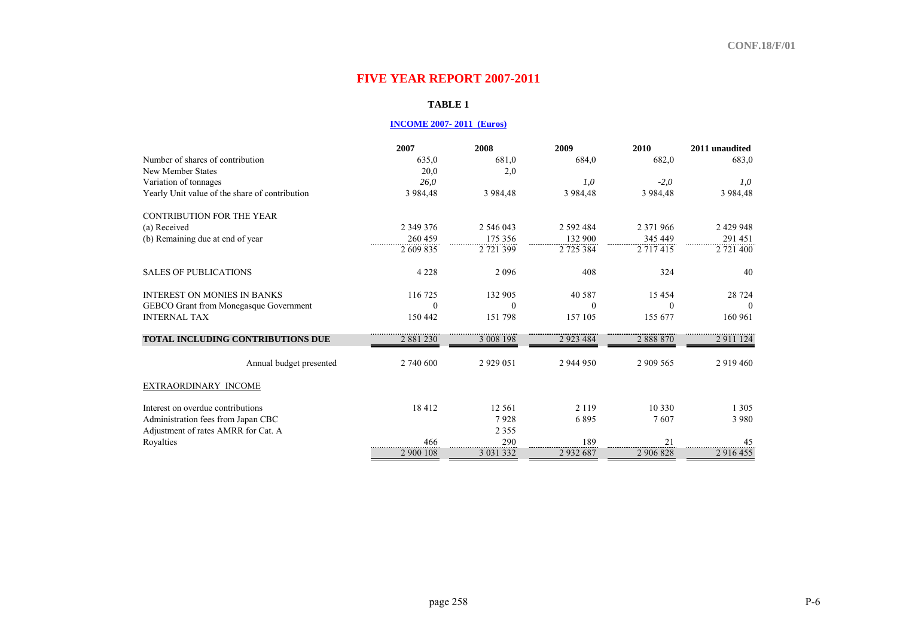# FIVE YEAR REPORT 2007-2011

**TABLE 1**

**INCOME 2007- 2011 (Euros)**

| | 2007 | 2008 | 2009 | 2010 | 2011 unaudited |
|---|---|---|---|---|---|
| Number of shares of contribution | 635,0 | 681,0 | 684,0 | 682,0 | 683,0 |
| New Member States | 20,0 | 2,0 | | | |
| Variation of tonnages | *26,0* | | *1,0* | *-2,0* | *1,0* |
| Yearly Unit value of the share of contribution | 3 984,48 | 3 984,48 | 3 984,48 | 3 984,48 | 3 984,48 |
| CONTRIBUTION FOR THE YEAR | | | | | |
| (a) Received | 2 349 376 | 2 546 043 | 2 592 484 | 2 371 966 | 2 429 948 |
| (b) Remaining due at end of year | 260 459 | 175 356 | 132 900 | 345 449 | 291 451 |
| | 2 609 835 | 2 721 399 | 2 725 384 | 2 717 415 | 2 721 400 |
| SALES OF PUBLICATIONS | 4 228 | 2 096 | 408 | 324 | 40 |
| INTEREST ON MONIES IN BANKS | 116 725 | 132 905 | 40 587 | 15 454 | 28 724 |
| GEBCO Grant from Monegasque Government | 0 | 0 | 0 | 0 | 0 |
| INTERNAL TAX | 150 442 | 151 798 | 157 105 | 155 677 | 160 961 |
| **TOTAL INCLUDING CONTRIBUTIONS DUE** | 2 881 230 | 3 008 198 | 2 923 484 | 2 888 870 | 2 911 124 |
| Annual budget presented | 2 740 600 | 2 929 051 | 2 944 950 | 2 909 565 | 2 919 460 |
| EXTRAORDINARY INCOME | | | | | |
| Interest on overdue contributions | 18 412 | 12 561 | 2 119 | 10 330 | 1 305 |
| Administration fees from Japan CBC | | 7 928 | 6 895 | 7 607 | 3 980 |
| Adjustment of rates AMRR for Cat. A | | 2 355 | | | |
| Royalties | 466 | 290 | 189 | 21 | 45 |
| | 2 900 108 | 3 031 332 | 2 932 687 | 2 906 828 | 2 916 455 |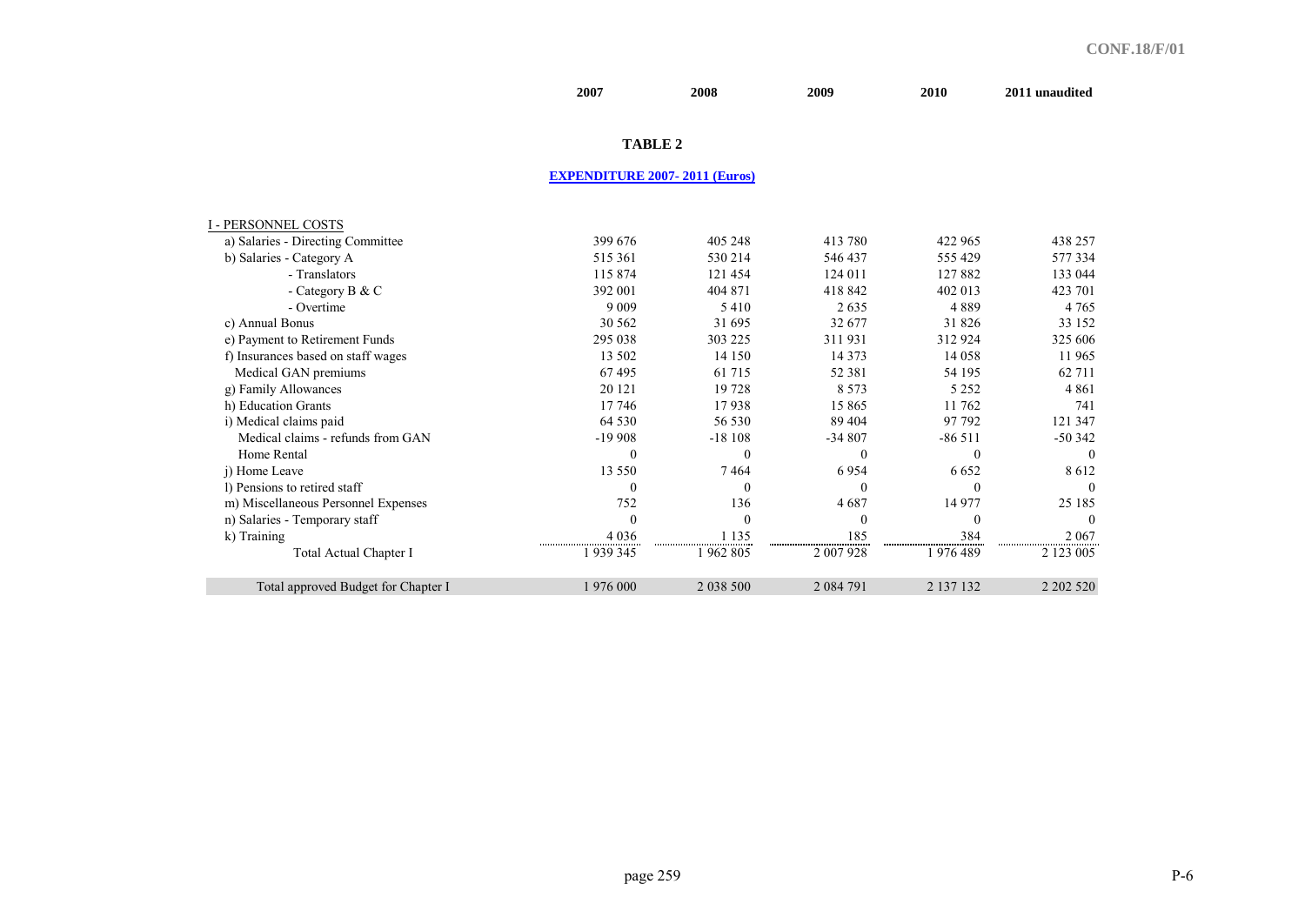## TABLE 2

**EXPENDITURE 2007- 2011 (Euros)**

| | 2007 | 2008 | 2009 | 2010 | 2011 unaudited |
|---|---|---|---|---|---|
| I - PERSONNEL COSTS | | | | | |
| a) Salaries - Directing Committee | 399 676 | 405 248 | 413 780 | 422 965 | 438 257 |
| b) Salaries - Category A | 515 361 | 530 214 | 546 437 | 555 429 | 577 334 |
| - Translators | 115 874 | 121 454 | 124 011 | 127 882 | 133 044 |
| - Category B & C | 392 001 | 404 871 | 418 842 | 402 013 | 423 701 |
| - Overtime | 9 009 | 5 410 | 2 635 | 4 889 | 4 765 |
| c) Annual Bonus | 30 562 | 31 695 | 32 677 | 31 826 | 33 152 |
| e) Payment to Retirement Funds | 295 038 | 303 225 | 311 931 | 312 924 | 325 606 |
| f) Insurances based on staff wages | 13 502 | 14 150 | 14 373 | 14 058 | 11 965 |
| Medical GAN premiums | 67 495 | 61 715 | 52 381 | 54 195 | 62 711 |
| g) Family Allowances | 20 121 | 19 728 | 8 573 | 5 252 | 4 861 |
| h) Education Grants | 17 746 | 17 938 | 15 865 | 11 762 | 741 |
| i) Medical claims paid | 64 530 | 56 530 | 89 404 | 97 792 | 121 347 |
| Medical claims - refunds from GAN | -19 908 | -18 108 | -34 807 | -86 511 | -50 342 |
| Home Rental | 0 | 0 | 0 | 0 | 0 |
| j) Home Leave | 13 550 | 7 464 | 6 954 | 6 652 | 8 612 |
| l) Pensions to retired staff | 0 | 0 | 0 | 0 | 0 |
| m) Miscellaneous Personnel Expenses | 752 | 136 | 4 687 | 14 977 | 25 185 |
| n) Salaries - Temporary staff | 0 | 0 | 0 | 0 | 0 |
| k) Training | 4 036 | 1 135 | 185 | 384 | 2 067 |
| Total Actual Chapter I | 1 939 345 | 1 962 805 | 2 007 928 | 1 976 489 | 2 123 005 |
| Total approved Budget for Chapter I | 1 976 000 | 2 038 500 | 2 084 791 | 2 137 132 | 2 202 520 |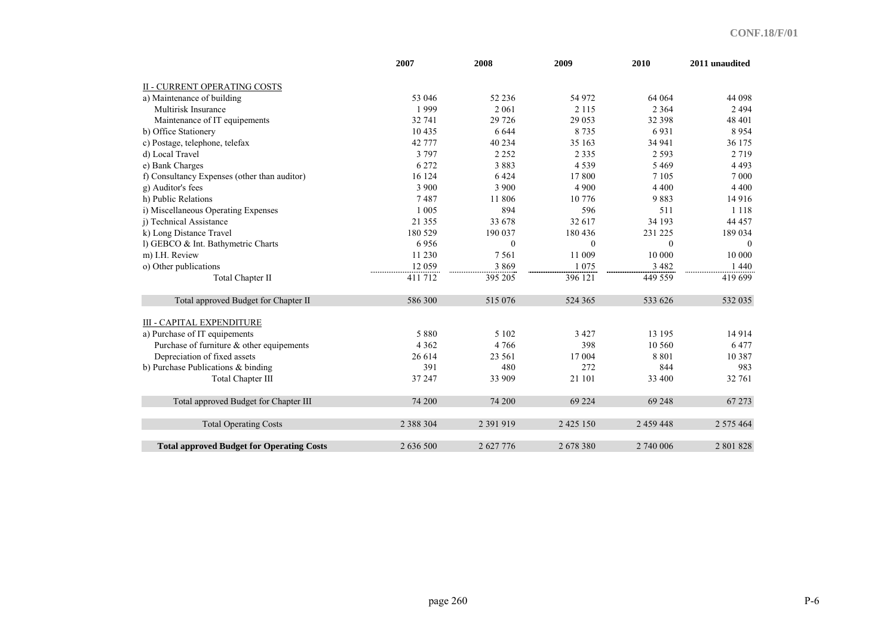| | 2007 | 2008 | 2009 | 2010 | 2011 unaudited |
|---|---|---|---|---|---|
| II - CURRENT OPERATING COSTS | | | | | |
| a) Maintenance of building | 53 046 | 52 236 | 54 972 | 64 064 | 44 098 |
| Multirisk Insurance | 1 999 | 2 061 | 2 115 | 2 364 | 2 494 |
| Maintenance of IT equipements | 32 741 | 29 726 | 29 053 | 32 398 | 48 401 |
| b) Office Stationery | 10 435 | 6 644 | 8 735 | 6 931 | 8 954 |
| c) Postage, telephone, telefax | 42 777 | 40 234 | 35 163 | 34 941 | 36 175 |
| d) Local Travel | 3 797 | 2 252 | 2 335 | 2 593 | 2 719 |
| e) Bank Charges | 6 272 | 3 883 | 4 539 | 5 469 | 4 493 |
| f) Consultancy Expenses (other than auditor) | 16 124 | 6 424 | 17 800 | 7 105 | 7 000 |
| g) Auditor's fees | 3 900 | 3 900 | 4 900 | 4 400 | 4 400 |
| h) Public Relations | 7 487 | 11 806 | 10 776 | 9 883 | 14 916 |
| i) Miscellaneous Operating Expenses | 1 005 | 894 | 596 | 511 | 1 118 |
| j) Technical Assistance | 21 355 | 33 678 | 32 617 | 34 193 | 44 457 |
| k) Long Distance Travel | 180 529 | 190 037 | 180 436 | 231 225 | 189 034 |
| l) GEBCO & Int. Bathymetric Charts | 6 956 | 0 | 0 | 0 | 0 |
| m) I.H. Review | 11 230 | 7 561 | 11 009 | 10 000 | 10 000 |
| o) Other publications | 12 059 | 3 869 | 1 075 | 3 482 | 1 440 |
| Total Chapter II | 411 712 | 395 205 | 396 121 | 449 559 | 419 699 |
| Total approved Budget for Chapter II | 586 300 | 515 076 | 524 365 | 533 626 | 532 035 |
| III - CAPITAL EXPENDITURE | | | | | |
| a) Purchase of IT equipements | 5 880 | 5 102 | 3 427 | 13 195 | 14 914 |
| Purchase of furniture & other equipements | 4 362 | 4 766 | 398 | 10 560 | 6 477 |
| Depreciation of fixed assets | 26 614 | 23 561 | 17 004 | 8 801 | 10 387 |
| b) Purchase Publications & binding | 391 | 480 | 272 | 844 | 983 |
| Total Chapter III | 37 247 | 33 909 | 21 101 | 33 400 | 32 761 |
| Total approved Budget for Chapter III | 74 200 | 74 200 | 69 224 | 69 248 | 67 273 |
| Total Operating Costs | 2 388 304 | 2 391 919 | 2 425 150 | 2 459 448 | 2 575 464 |
| **Total approved Budget for Operating Costs** | 2 636 500 | 2 627 776 | 2 678 380 | 2 740 006 | 2 801 828 |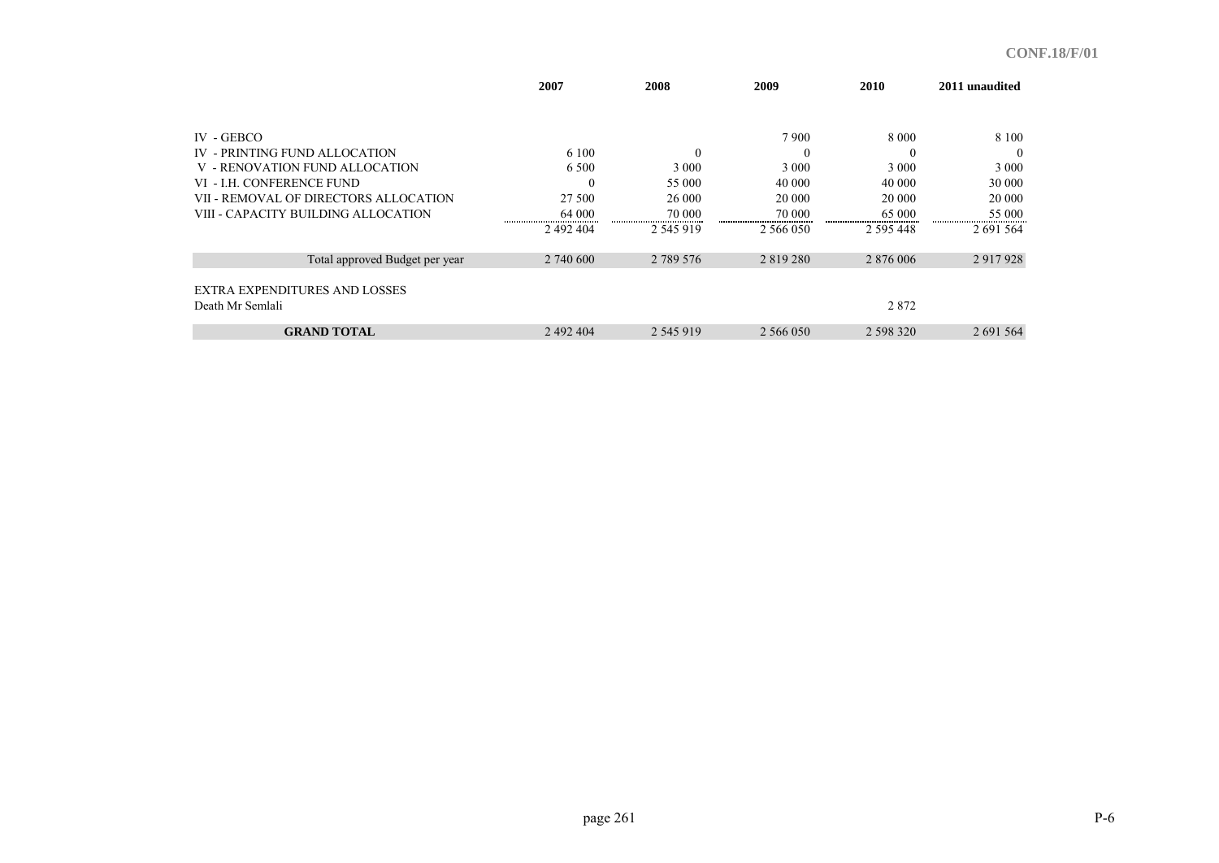| | 2007 | 2008 | 2009 | 2010 | 2011 unaudited |
|---|---|---|---|---|---|
| IV - GEBCO | | | 7 900 | 8 000 | 8 100 |
| IV - PRINTING FUND ALLOCATION | 6 100 | 0 | 0 | 0 | 0 |
| V - RENOVATION FUND ALLOCATION | 6 500 | 3 000 | 3 000 | 3 000 | 3 000 |
| VI - I.H. CONFERENCE FUND | 0 | 55 000 | 40 000 | 40 000 | 30 000 |
| VII - REMOVAL OF DIRECTORS ALLOCATION | 27 500 | 26 000 | 20 000 | 20 000 | 20 000 |
| VIII - CAPACITY BUILDING ALLOCATION | 64 000 | 70 000 | 70 000 | 65 000 | 55 000 |
| | 2 492 404 | 2 545 919 | 2 566 050 | 2 595 448 | 2 691 564 |
| Total approved Budget per year | 2 740 600 | 2 789 576 | 2 819 280 | 2 876 006 | 2 917 928 |
| EXTRA EXPENDITURES AND LOSSES | | | | | |
| Death Mr Semlali | | | | 2 872 | |
| **GRAND TOTAL** | 2 492 404 | 2 545 919 | 2 566 050 | 2 598 320 | 2 691 564 |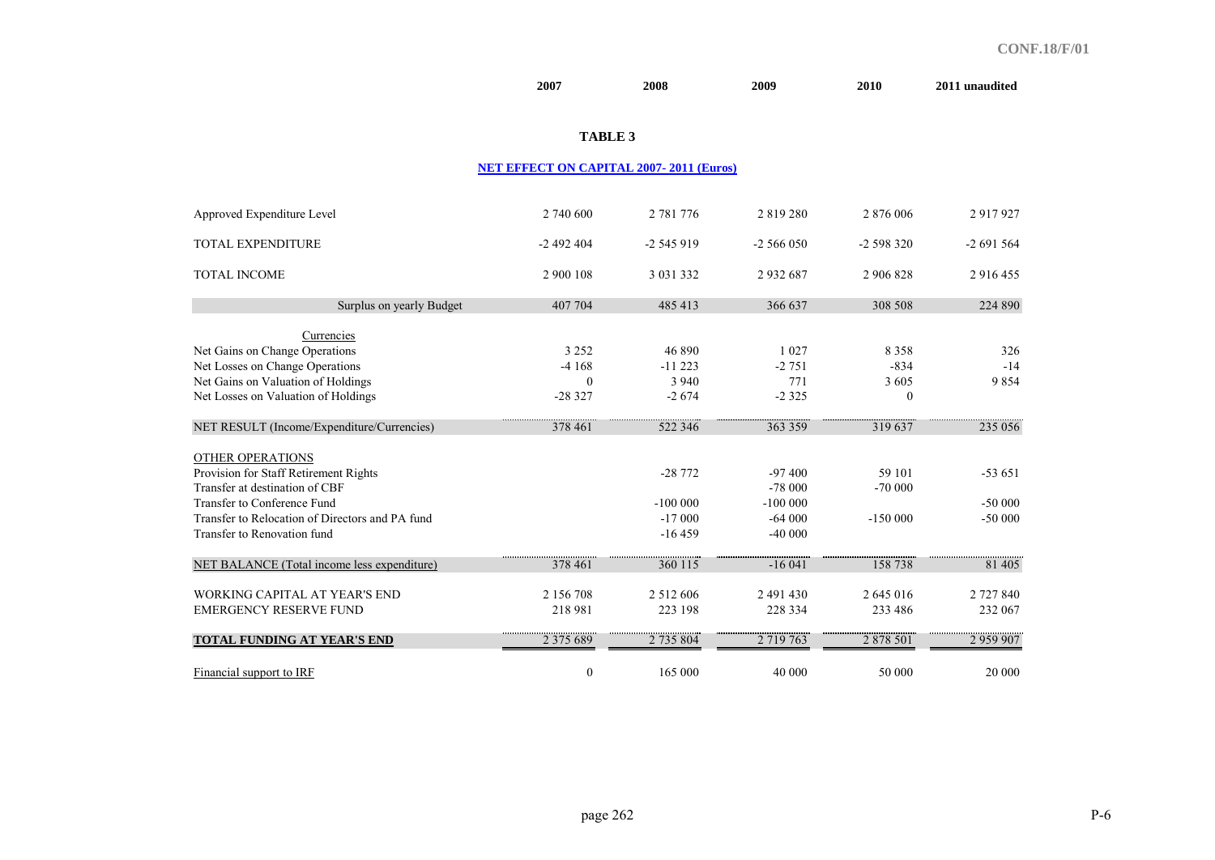## TABLE 3

### NET EFFECT ON CAPITAL 2007- 2011 (Euros)

| | 2007 | 2008 | 2009 | 2010 | 2011 unaudited |
|---|---|---|---|---|---|
| Approved Expenditure Level | 2 740 600 | 2 781 776 | 2 819 280 | 2 876 006 | 2 917 927 |
| TOTAL EXPENDITURE | -2 492 404 | -2 545 919 | -2 566 050 | -2 598 320 | -2 691 564 |
| TOTAL INCOME | 2 900 108 | 3 031 332 | 2 932 687 | 2 906 828 | 2 916 455 |
| Surplus on yearly Budget | 407 704 | 485 413 | 366 637 | 308 508 | 224 890 |
| Currencies | | | | | |
| Net Gains on Change Operations | 3 252 | 46 890 | 1 027 | 8 358 | 326 |
| Net Losses on Change Operations | -4 168 | -11 223 | -2 751 | -834 | -14 |
| Net Gains on Valuation of Holdings | 0 | 3 940 | 771 | 3 605 | 9 854 |
| Net Losses on Valuation of Holdings | -28 327 | -2 674 | -2 325 | 0 | |
| NET RESULT (Income/Expenditure/Currencies) | 378 461 | 522 346 | 363 359 | 319 637 | 235 056 |
| OTHER OPERATIONS | | | | | |
| Provision for Staff Retirement Rights | | -28 772 | -97 400 | 59 101 | -53 651 |
| Transfer at destination of CBF | | | -78 000 | -70 000 | |
| Transfer to Conference Fund | | -100 000 | -100 000 | | -50 000 |
| Transfer to Relocation of Directors and PA fund | | -17 000 | -64 000 | -150 000 | -50 000 |
| Transfer to Renovation fund | | -16 459 | -40 000 | | |
| NET BALANCE (Total income less expenditure) | 378 461 | 360 115 | -16 041 | 158 738 | 81 405 |
| WORKING CAPITAL AT YEAR'S END | 2 156 708 | 2 512 606 | 2 491 430 | 2 645 016 | 2 727 840 |
| EMERGENCY RESERVE FUND | 218 981 | 223 198 | 228 334 | 233 486 | 232 067 |
| **TOTAL FUNDING AT YEAR'S END** | 2 375 689 | 2 735 804 | 2 719 763 | 2 878 501 | 2 959 907 |
| Financial support to IRF | 0 | 165 000 | 40 000 | 50 000 | 20 000 |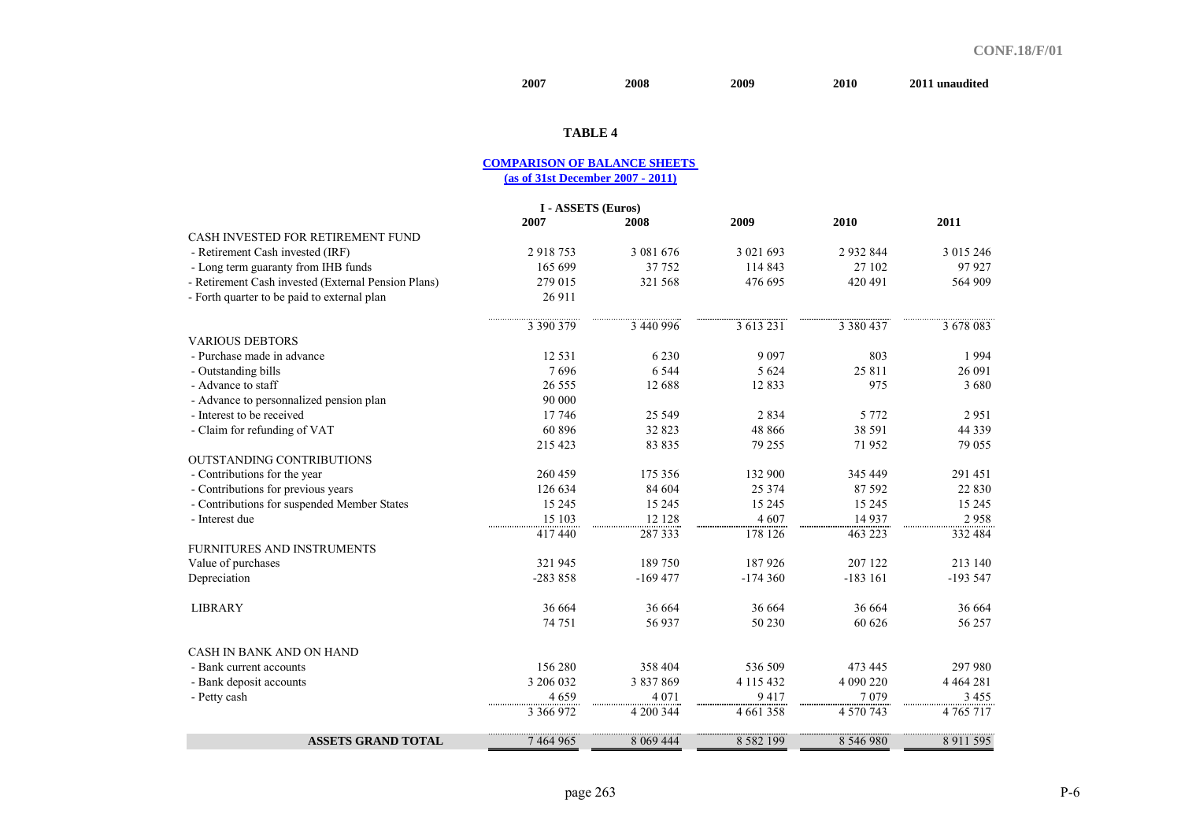## TABLE 4

**COMPARISON OF BALANCE SHEETS**
**(as of 31st December 2007 - 2011)**

| I - ASSETS (Euros) | 2007 | 2008 | 2009 | 2010 | 2011 |
|---|---|---|---|---|---|
| CASH INVESTED FOR RETIREMENT FUND | | | | | |
| - Retirement Cash invested (IRF) | 2 918 753 | 3 081 676 | 3 021 693 | 2 932 844 | 3 015 246 |
| - Long term guaranty from IHB funds | 165 699 | 37 752 | 114 843 | 27 102 | 97 927 |
| - Retirement Cash invested (External Pension Plans) | 279 015 | 321 568 | 476 695 | 420 491 | 564 909 |
| - Forth quarter to be paid to external plan | 26 911 | | | | |
| | 3 390 379 | 3 440 996 | 3 613 231 | 3 380 437 | 3 678 083 |
| VARIOUS DEBTORS | | | | | |
| - Purchase made in advance | 12 531 | 6 230 | 9 097 | 803 | 1 994 |
| - Outstanding bills | 7 696 | 6 544 | 5 624 | 25 811 | 26 091 |
| - Advance to staff | 26 555 | 12 688 | 12 833 | 975 | 3 680 |
| - Advance to personnalized pension plan | 90 000 | | | | |
| - Interest to be received | 17 746 | 25 549 | 2 834 | 5 772 | 2 951 |
| - Claim for refunding of VAT | 60 896 | 32 823 | 48 866 | 38 591 | 44 339 |
| | 215 423 | 83 835 | 79 255 | 71 952 | 79 055 |
| OUTSTANDING CONTRIBUTIONS | | | | | |
| - Contributions for the year | 260 459 | 175 356 | 132 900 | 345 449 | 291 451 |
| - Contributions for previous years | 126 634 | 84 604 | 25 374 | 87 592 | 22 830 |
| - Contributions for suspended Member States | 15 245 | 15 245 | 15 245 | 15 245 | 15 245 |
| - Interest due | 15 103 | 12 128 | 4 607 | 14 937 | 2 958 |
| | 417 440 | 287 333 | 178 126 | 463 223 | 332 484 |
| FURNITURES AND INSTRUMENTS | | | | | |
| Value of purchases | 321 945 | 189 750 | 187 926 | 207 122 | 213 140 |
| Depreciation | -283 858 | -169 477 | -174 360 | -183 161 | -193 547 |
| LIBRARY | 36 664 | 36 664 | 36 664 | 36 664 | 36 664 |
| | 74 751 | 56 937 | 50 230 | 60 626 | 56 257 |
| CASH IN BANK AND ON HAND | | | | | |
| - Bank current accounts | 156 280 | 358 404 | 536 509 | 473 445 | 297 980 |
| - Bank deposit accounts | 3 206 032 | 3 837 869 | 4 115 432 | 4 090 220 | 4 464 281 |
| - Petty cash | 4 659 | 4 071 | 9 417 | 7 079 | 3 455 |
| | 3 366 972 | 4 200 344 | 4 661 358 | 4 570 743 | 4 765 717 |
| **ASSETS GRAND TOTAL** | 7 464 965 | 8 069 444 | 8 582 199 | 8 546 980 | 8 911 595 |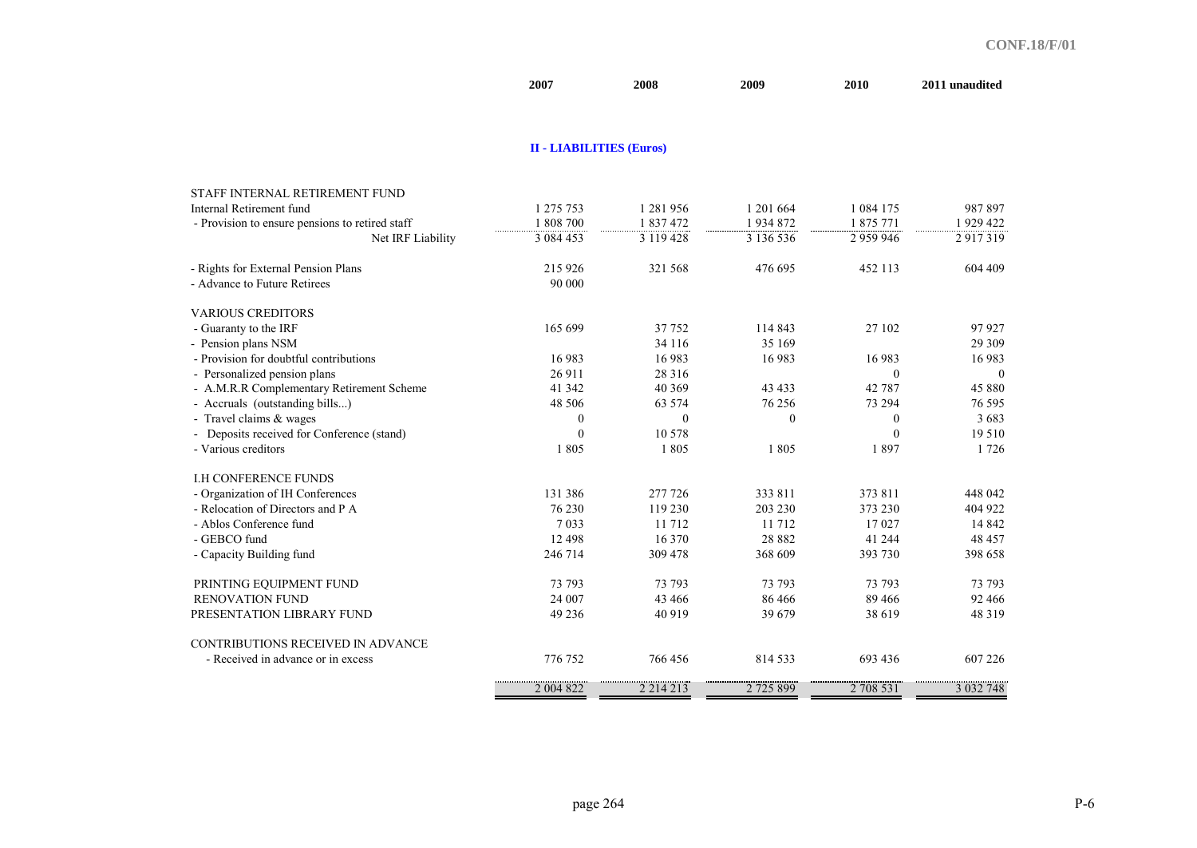## II - LIABILITIES (Euros)

| | 2007 | 2008 | 2009 | 2010 | 2011 unaudited |
|---|---|---|---|---|---|
| STAFF INTERNAL RETIREMENT FUND | | | | | |
| Internal Retirement fund | 1 275 753 | 1 281 956 | 1 201 664 | 1 084 175 | 987 897 |
| - Provision to ensure pensions to retired staff | 1 808 700 | 1 837 472 | 1 934 872 | 1 875 771 | 1 929 422 |
| Net IRF Liability | 3 084 453 | 3 119 428 | 3 136 536 | 2 959 946 | 2 917 319 |
| - Rights for External Pension Plans | 215 926 | 321 568 | 476 695 | 452 113 | 604 409 |
| - Advance to Future Retirees | 90 000 | | | | |
| VARIOUS CREDITORS | | | | | |
| - Guaranty to the IRF | 165 699 | 37 752 | 114 843 | 27 102 | 97 927 |
| - Pension plans NSM | | 34 116 | 35 169 | | 29 309 |
| - Provision for doubtful contributions | 16 983 | 16 983 | 16 983 | 16 983 | 16 983 |
| - Personalized pension plans | 26 911 | 28 316 | | 0 | 0 |
| - A.M.R.R Complementary Retirement Scheme | 41 342 | 40 369 | 43 433 | 42 787 | 45 880 |
| - Accruals (outstanding bills...) | 48 506 | 63 574 | 76 256 | 73 294 | 76 595 |
| - Travel claims & wages | 0 | 0 | 0 | 0 | 3 683 |
| - Deposits received for Conference (stand) | 0 | 10 578 | | 0 | 19 510 |
| - Various creditors | 1 805 | 1 805 | 1 805 | 1 897 | 1 726 |
| I.H CONFERENCE FUNDS | | | | | |
| - Organization of IH Conferences | 131 386 | 277 726 | 333 811 | 373 811 | 448 042 |
| - Relocation of Directors and P A | 76 230 | 119 230 | 203 230 | 373 230 | 404 922 |
| - Ablos Conference fund | 7 033 | 11 712 | 11 712 | 17 027 | 14 842 |
| - GEBCO fund | 12 498 | 16 370 | 28 882 | 41 244 | 48 457 |
| - Capacity Building fund | 246 714 | 309 478 | 368 609 | 393 730 | 398 658 |
| PRINTING EQUIPMENT FUND | 73 793 | 73 793 | 73 793 | 73 793 | 73 793 |
| RENOVATION FUND | 24 007 | 43 466 | 86 466 | 89 466 | 92 466 |
| PRESENTATION LIBRARY FUND | 49 236 | 40 919 | 39 679 | 38 619 | 48 319 |
| CONTRIBUTIONS RECEIVED IN ADVANCE | | | | | |
| - Received in advance or in excess | 776 752 | 766 456 | 814 533 | 693 436 | 607 226 |
| | 2 004 822 | 2 214 213 | 2 725 899 | 2 708 531 | 3 032 748 |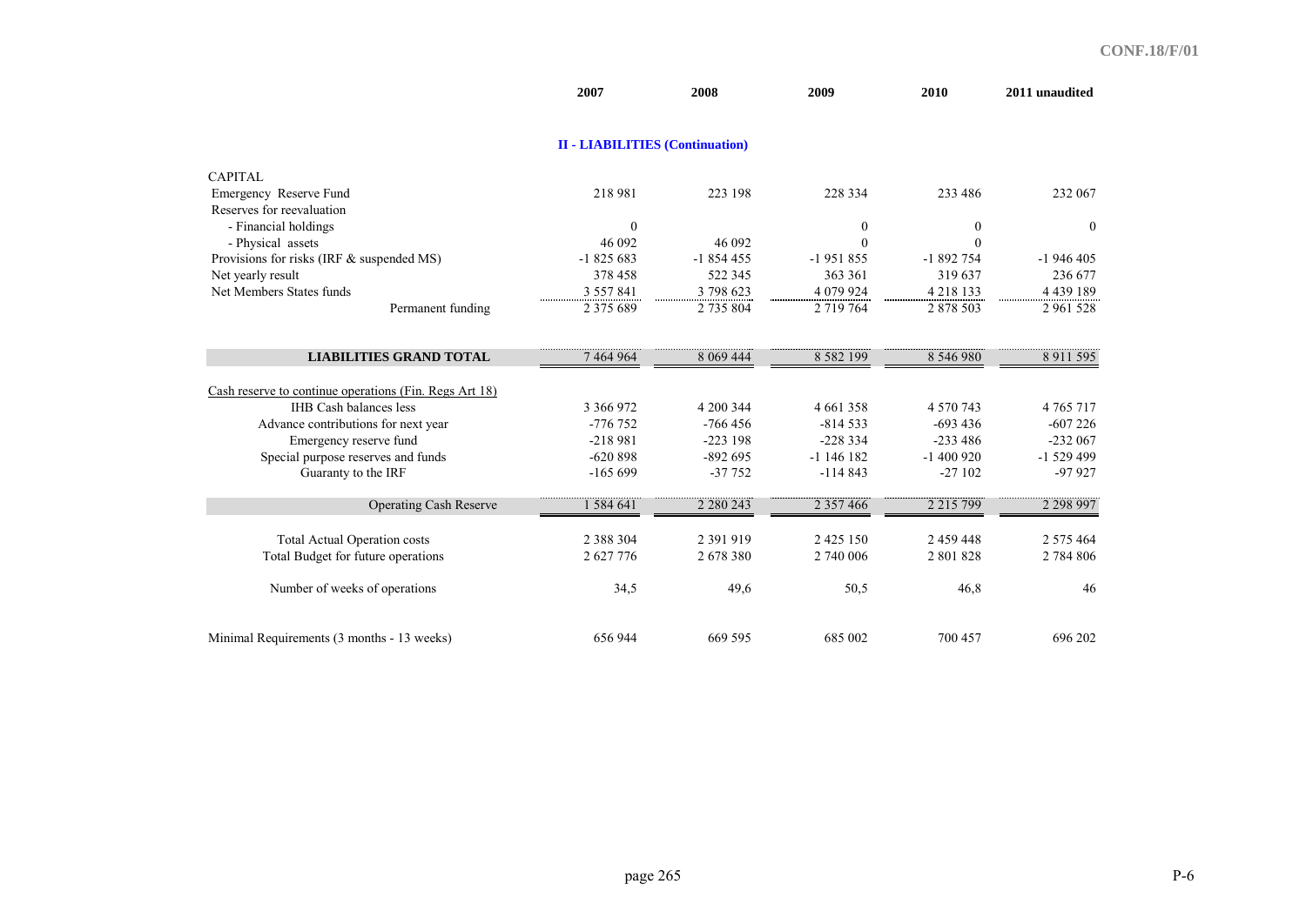## II - LIABILITIES (Continuation)

| | 2007 | 2008 | 2009 | 2010 | 2011 unaudited |
|---|---|---|---|---|---|
| CAPITAL | | | | | |
| Emergency Reserve Fund | 218 981 | 223 198 | 228 334 | 233 486 | 232 067 |
| Reserves for reevaluation | | | | | |
| - Financial holdings | 0 | | 0 | 0 | 0 |
| - Physical assets | 46 092 | 46 092 | 0 | 0 | |
| Provisions for risks (IRF & suspended MS) | -1 825 683 | -1 854 455 | -1 951 855 | -1 892 754 | -1 946 405 |
| Net yearly result | 378 458 | 522 345 | 363 361 | 319 637 | 236 677 |
| Net Members States funds | 3 557 841 | 3 798 623 | 4 079 924 | 4 218 133 | 4 439 189 |
| Permanent funding | 2 375 689 | 2 735 804 | 2 719 764 | 2 878 503 | 2 961 528 |
| **LIABILITIES GRAND TOTAL** | 7 464 964 | 8 069 444 | 8 582 199 | 8 546 980 | 8 911 595 |
| Cash reserve to continue operations (Fin. Regs Art 18) | | | | | |
| IHB Cash balances less | 3 366 972 | 4 200 344 | 4 661 358 | 4 570 743 | 4 765 717 |
| Advance contributions for next year | -776 752 | -766 456 | -814 533 | -693 436 | -607 226 |
| Emergency reserve fund | -218 981 | -223 198 | -228 334 | -233 486 | -232 067 |
| Special purpose reserves and funds | -620 898 | -892 695 | -1 146 182 | -1 400 920 | -1 529 499 |
| Guaranty to the IRF | -165 699 | -37 752 | -114 843 | -27 102 | -97 927 |
| Operating Cash Reserve | 1 584 641 | 2 280 243 | 2 357 466 | 2 215 799 | 2 298 997 |
| Total Actual Operation costs | 2 388 304 | 2 391 919 | 2 425 150 | 2 459 448 | 2 575 464 |
| Total Budget for future operations | 2 627 776 | 2 678 380 | 2 740 006 | 2 801 828 | 2 784 806 |
| Number of weeks of operations | 34,5 | 49,6 | 50,5 | 46,8 | 46 |
| Minimal Requirements (3 months - 13 weeks) | 656 944 | 669 595 | 685 002 | 700 457 | 696 202 |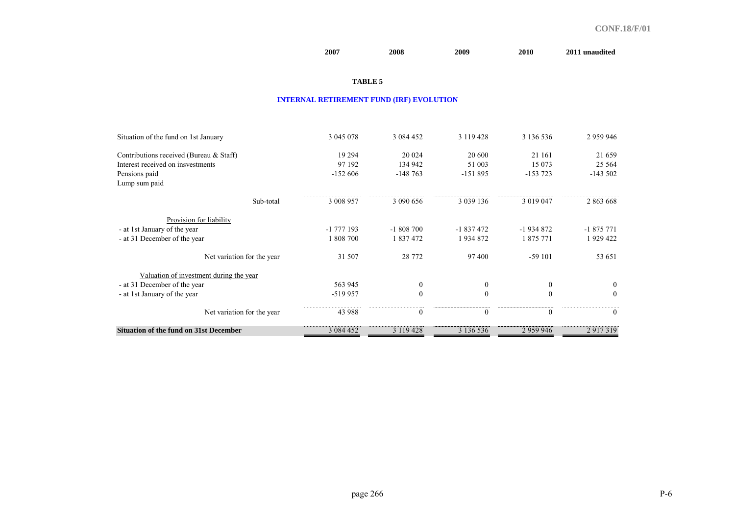## TABLE 5

## INTERNAL RETIREMENT FUND (IRF) EVOLUTION

| | 2007 | 2008 | 2009 | 2010 | 2011 unaudited |
|---|---|---|---|---|---|
| Situation of the fund on 1st January | 3 045 078 | 3 084 452 | 3 119 428 | 3 136 536 | 2 959 946 |
| Contributions received (Bureau & Staff) | 19 294 | 20 024 | 20 600 | 21 161 | 21 659 |
| Interest received on insvestments | 97 192 | 134 942 | 51 003 | 15 073 | 25 564 |
| Pensions paid | -152 606 | -148 763 | -151 895 | -153 723 | -143 502 |
| Lump sum paid | | | | | |
| Sub-total | 3 008 957 | 3 090 656 | 3 039 136 | 3 019 047 | 2 863 668 |
| Provision for liability | | | | | |
| - at 1st January of the year | -1 777 193 | -1 808 700 | -1 837 472 | -1 934 872 | -1 875 771 |
| - at 31 December of the year | 1 808 700 | 1 837 472 | 1 934 872 | 1 875 771 | 1 929 422 |
| Net variation for the year | 31 507 | 28 772 | 97 400 | -59 101 | 53 651 |
| Valuation of investment during the year | | | | | |
| - at 31 December of the year | 563 945 | 0 | 0 | 0 | 0 |
| - at 1st January of the year | -519 957 | 0 | 0 | 0 | 0 |
| Net variation for the year | 43 988 | 0 | 0 | 0 | 0 |
| **Situation of the fund on 31st December** | 3 084 452 | 3 119 428 | 3 136 536 | 2 959 946 | 2 917 319 |